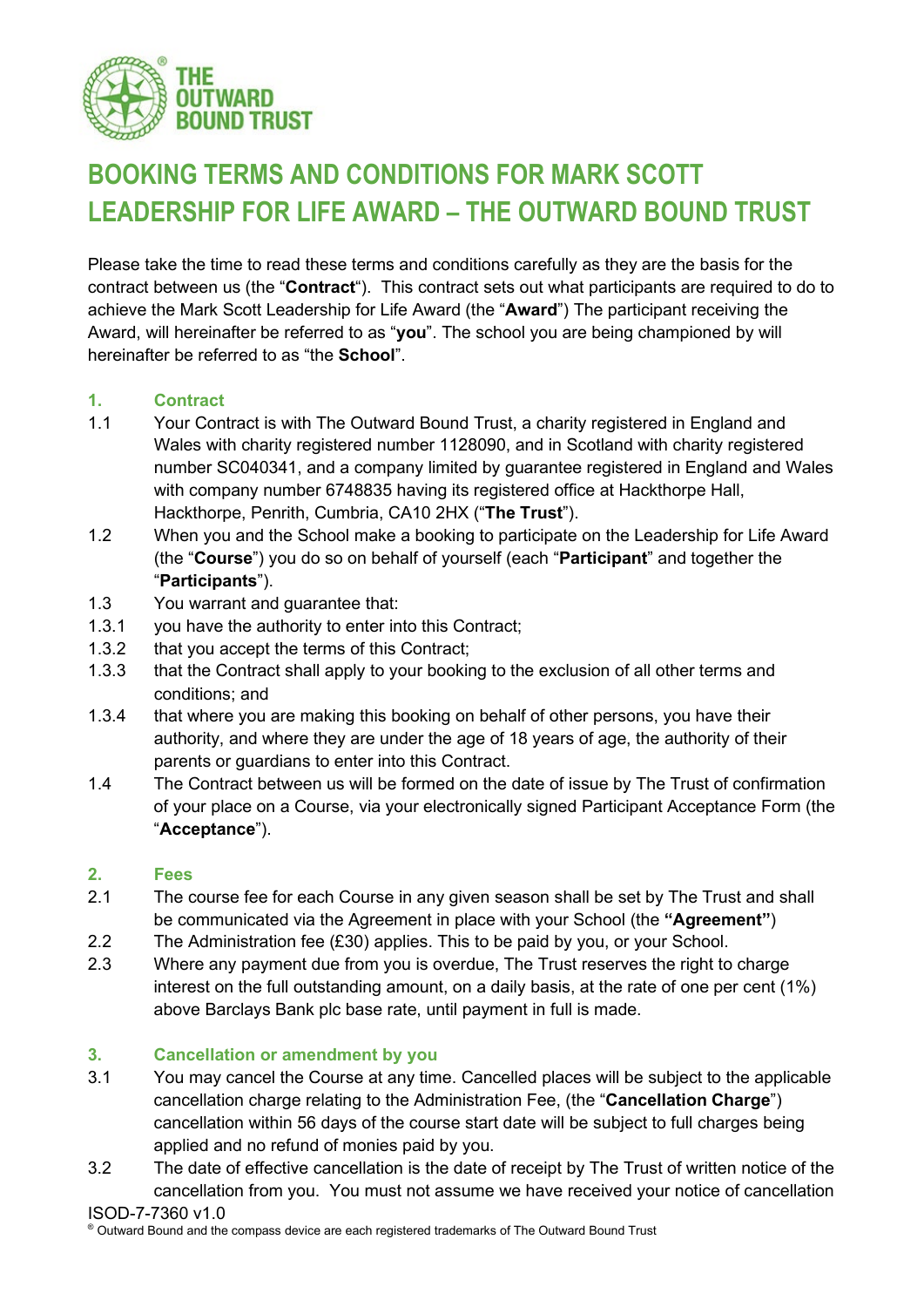# BOOKING TERMS AND CONDITIONS FOR MARK SCOTT LEADERSHIP FOR LIFE AWARD – THE OUTWARD BOUND TRUST

Please take the time to read these terms and conditions carefully as they are the basis for the contract between us (the "**Contract**"). This contract sets out what participants are required to do to achieve the Mark Scott Leadership for Life Award (the "**Award**") The participant receiving the Award, will hereinafter be referred to as "**you**". The school you are being championed by will hereinafter be referred to as "the **School**".

## 1. Contract

1.1 Your Contract is with The Outward Bound Trust, a charity registered in England and Wales with charity registered number 1128090, and in Scotland with charity registered number SC040341, and a company limited by guarantee registered in England and Wales with company number 6748835 having its registered office at Hackthorpe Hall, Hackthorpe, Penrith, Cumbria, CA10 2HX ("**The Trust**").

1.2 When you and the School make a booking to participate on the Leadership for Life Award (the "**Course**") you do so on behalf of yourself (each "**Participant**" and together the "**Participants**").

1.3 You warrant and guarantee that:

1.3.1 you have the authority to enter into this Contract;

1.3.2 that you accept the terms of this Contract;

1.3.3 that the Contract shall apply to your booking to the exclusion of all other terms and conditions; and

1.3.4 that where you are making this booking on behalf of other persons, you have their authority, and where they are under the age of 18 years of age, the authority of their parents or guardians to enter into this Contract.

1.4 The Contract between us will be formed on the date of issue by The Trust of confirmation of your place on a Course, via your electronically signed Participant Acceptance Form (the "**Acceptance**").

## 2. Fees

2.1 The course fee for each Course in any given season shall be set by The Trust and shall be communicated via the Agreement in place with your School (the **"Agreement"**)

2.2 The Administration fee (£30) applies. This to be paid by you, or your School.

2.3 Where any payment due from you is overdue, The Trust reserves the right to charge interest on the full outstanding amount, on a daily basis, at the rate of one per cent (1%) above Barclays Bank plc base rate, until payment in full is made.

## 3. Cancellation or amendment by you

3.1 You may cancel the Course at any time. Cancelled places will be subject to the applicable cancellation charge relating to the Administration Fee, (the "**Cancellation Charge**") cancellation within 56 days of the course start date will be subject to full charges being applied and no refund of monies paid by you.

3.2 The date of effective cancellation is the date of receipt by The Trust of written notice of the cancellation from you. You must not assume we have received your notice of cancellation

ISOD-7-7360 v1.0

® Outward Bound and the compass device are each registered trademarks of The Outward Bound Trust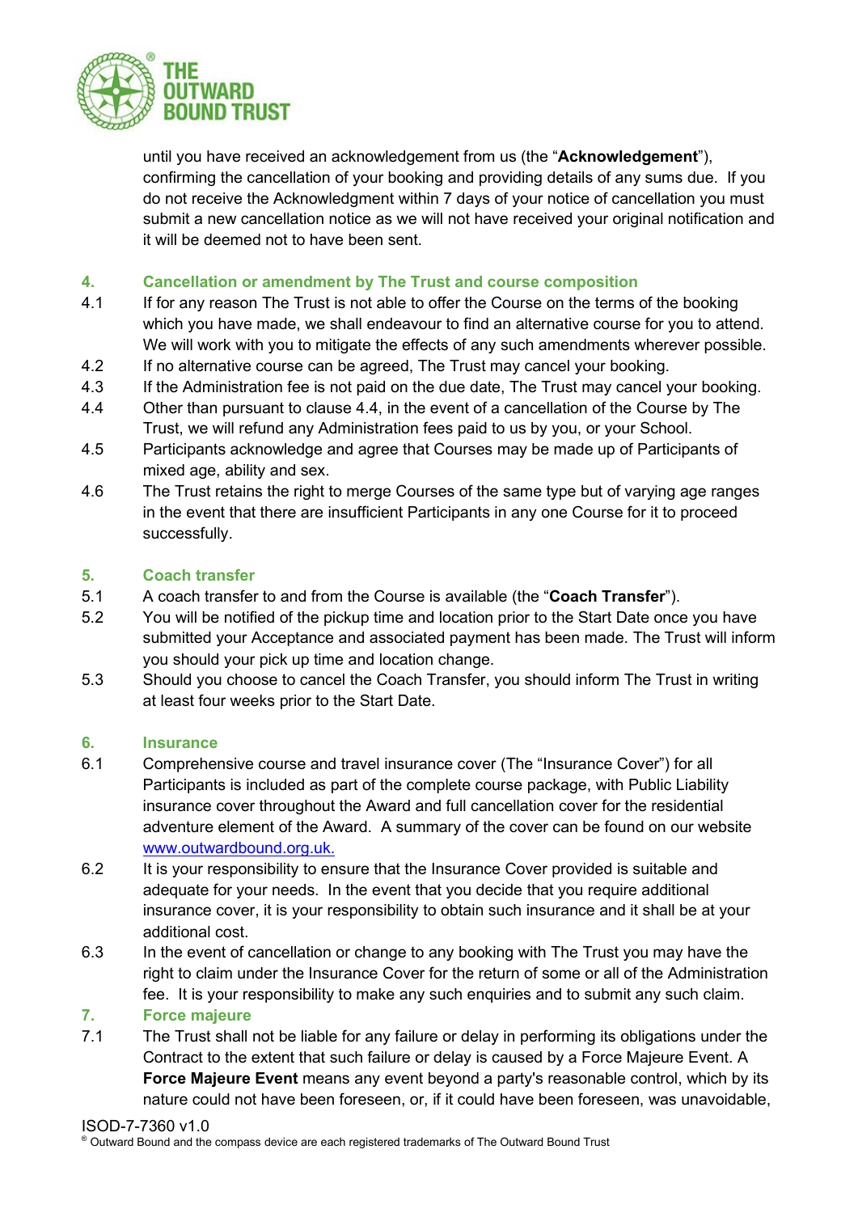until you have received an acknowledgement from us (the "**Acknowledgement**"), confirming the cancellation of your booking and providing details of any sums due. If you do not receive the Acknowledgment within 7 days of your notice of cancellation you must submit a new cancellation notice as we will not have received your original notification and it will be deemed not to have been sent.

## 4. Cancellation or amendment by The Trust and course composition

4.1 If for any reason The Trust is not able to offer the Course on the terms of the booking which you have made, we shall endeavour to find an alternative course for you to attend. We will work with you to mitigate the effects of any such amendments wherever possible.

4.2 If no alternative course can be agreed, The Trust may cancel your booking.

4.3 If the Administration fee is not paid on the due date, The Trust may cancel your booking.

4.4 Other than pursuant to clause 4.4, in the event of a cancellation of the Course by The Trust, we will refund any Administration fees paid to us by you, or your School.

4.5 Participants acknowledge and agree that Courses may be made up of Participants of mixed age, ability and sex.

4.6 The Trust retains the right to merge Courses of the same type but of varying age ranges in the event that there are insufficient Participants in any one Course for it to proceed successfully.

## 5. Coach transfer

5.1 A coach transfer to and from the Course is available (the "**Coach Transfer**").

5.2 You will be notified of the pickup time and location prior to the Start Date once you have submitted your Acceptance and associated payment has been made. The Trust will inform you should your pick up time and location change.

5.3 Should you choose to cancel the Coach Transfer, you should inform The Trust in writing at least four weeks prior to the Start Date.

## 6. Insurance

6.1 Comprehensive course and travel insurance cover (The "Insurance Cover") for all Participants is included as part of the complete course package, with Public Liability insurance cover throughout the Award and full cancellation cover for the residential adventure element of the Award. A summary of the cover can be found on our website [www.outwardbound.org.uk.](www.outwardbound.org.uk.)

6.2 It is your responsibility to ensure that the Insurance Cover provided is suitable and adequate for your needs. In the event that you decide that you require additional insurance cover, it is your responsibility to obtain such insurance and it shall be at your additional cost.

6.3 In the event of cancellation or change to any booking with The Trust you may have the right to claim under the Insurance Cover for the return of some or all of the Administration fee. It is your responsibility to make any such enquiries and to submit any such claim.

## 7. Force majeure

7.1 The Trust shall not be liable for any failure or delay in performing its obligations under the Contract to the extent that such failure or delay is caused by a Force Majeure Event. A **Force Majeure Event** means any event beyond a party's reasonable control, which by its nature could not have been foreseen, or, if it could have been foreseen, was unavoidable,

ISOD-7-7360 v1.0

® Outward Bound and the compass device are each registered trademarks of The Outward Bound Trust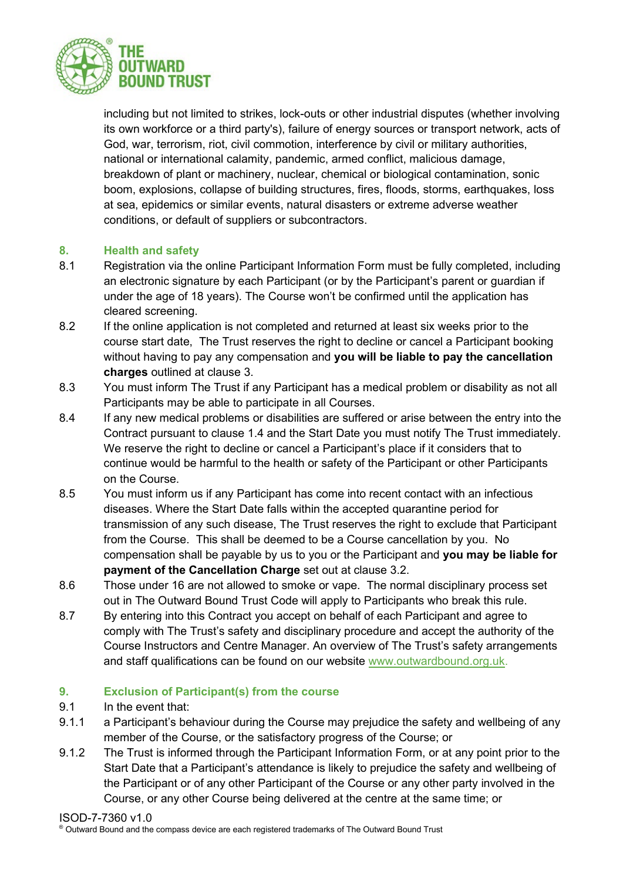including but not limited to strikes, lock-outs or other industrial disputes (whether involving its own workforce or a third party's), failure of energy sources or transport network, acts of God, war, terrorism, riot, civil commotion, interference by civil or military authorities, national or international calamity, pandemic, armed conflict, malicious damage, breakdown of plant or machinery, nuclear, chemical or biological contamination, sonic boom, explosions, collapse of building structures, fires, floods, storms, earthquakes, loss at sea, epidemics or similar events, natural disasters or extreme adverse weather conditions, or default of suppliers or subcontractors.

## 8. Health and safety

8.1 Registration via the online Participant Information Form must be fully completed, including an electronic signature by each Participant (or by the Participant's parent or guardian if under the age of 18 years). The Course won't be confirmed until the application has cleared screening.

8.2 If the online application is not completed and returned at least six weeks prior to the course start date, The Trust reserves the right to decline or cancel a Participant booking without having to pay any compensation and **you will be liable to pay the cancellation charges** outlined at clause 3.

8.3 You must inform The Trust if any Participant has a medical problem or disability as not all Participants may be able to participate in all Courses.

8.4 If any new medical problems or disabilities are suffered or arise between the entry into the Contract pursuant to clause 1.4 and the Start Date you must notify The Trust immediately. We reserve the right to decline or cancel a Participant's place if it considers that to continue would be harmful to the health or safety of the Participant or other Participants on the Course.

8.5 You must inform us if any Participant has come into recent contact with an infectious diseases. Where the Start Date falls within the accepted quarantine period for transmission of any such disease, The Trust reserves the right to exclude that Participant from the Course. This shall be deemed to be a Course cancellation by you. No compensation shall be payable by us to you or the Participant and **you may be liable for payment of the Cancellation Charge** set out at clause 3.2.

8.6 Those under 16 are not allowed to smoke or vape. The normal disciplinary process set out in The Outward Bound Trust Code will apply to Participants who break this rule.

8.7 By entering into this Contract you accept on behalf of each Participant and agree to comply with The Trust's safety and disciplinary procedure and accept the authority of the Course Instructors and Centre Manager. An overview of The Trust's safety arrangements and staff qualifications can be found on our website [www.outwardbound.org.uk.](http://www.outwardbound.org.uk)

## 9. Exclusion of Participant(s) from the course

9.1 In the event that:

9.1.1 a Participant's behaviour during the Course may prejudice the safety and wellbeing of any member of the Course, or the satisfactory progress of the Course; or

9.1.2 The Trust is informed through the Participant Information Form, or at any point prior to the Start Date that a Participant's attendance is likely to prejudice the safety and wellbeing of the Participant or of any other Participant of the Course or any other party involved in the Course, or any other Course being delivered at the centre at the same time; or

ISOD-7-7360 v1.0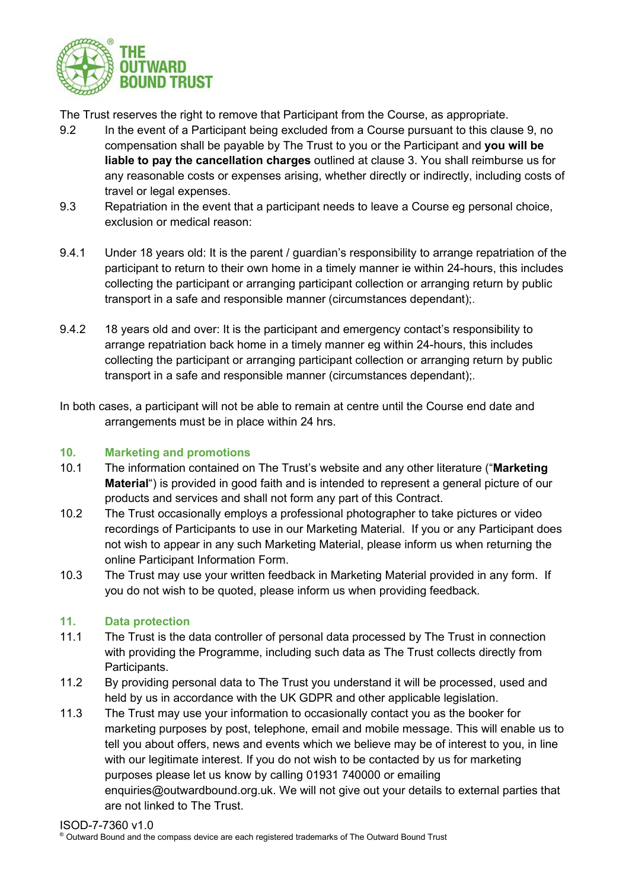The Trust reserves the right to remove that Participant from the Course, as appropriate.

9.2 In the event of a Participant being excluded from a Course pursuant to this clause 9, no compensation shall be payable by The Trust to you or the Participant and **you will be liable to pay the cancellation charges** outlined at clause 3. You shall reimburse us for any reasonable costs or expenses arising, whether directly or indirectly, including costs of travel or legal expenses.

9.3 Repatriation in the event that a participant needs to leave a Course eg personal choice, exclusion or medical reason:

9.4.1 Under 18 years old: It is the parent / guardian's responsibility to arrange repatriation of the participant to return to their own home in a timely manner ie within 24-hours, this includes collecting the participant or arranging participant collection or arranging return by public transport in a safe and responsible manner (circumstances dependant);.

9.4.2 18 years old and over: It is the participant and emergency contact's responsibility to arrange repatriation back home in a timely manner eg within 24-hours, this includes collecting the participant or arranging participant collection or arranging return by public transport in a safe and responsible manner (circumstances dependant);.

In both cases, a participant will not be able to remain at centre until the Course end date and arrangements must be in place within 24 hrs.

## 10. Marketing and promotions

10.1 The information contained on The Trust's website and any other literature ("**Marketing Material**") is provided in good faith and is intended to represent a general picture of our products and services and shall not form any part of this Contract.

10.2 The Trust occasionally employs a professional photographer to take pictures or video recordings of Participants to use in our Marketing Material. If you or any Participant does not wish to appear in any such Marketing Material, please inform us when returning the online Participant Information Form.

10.3 The Trust may use your written feedback in Marketing Material provided in any form. If you do not wish to be quoted, please inform us when providing feedback.

## 11. Data protection

11.1 The Trust is the data controller of personal data processed by The Trust in connection with providing the Programme, including such data as The Trust collects directly from Participants.

11.2 By providing personal data to The Trust you understand it will be processed, used and held by us in accordance with the UK GDPR and other applicable legislation.

11.3 The Trust may use your information to occasionally contact you as the booker for marketing purposes by post, telephone, email and mobile message. This will enable us to tell you about offers, news and events which we believe may be of interest to you, in line with our legitimate interest. If you do not wish to be contacted by us for marketing purposes please let us know by calling 01931 740000 or emailing enquiries@outwardbound.org.uk. We will not give out your details to external parties that are not linked to The Trust.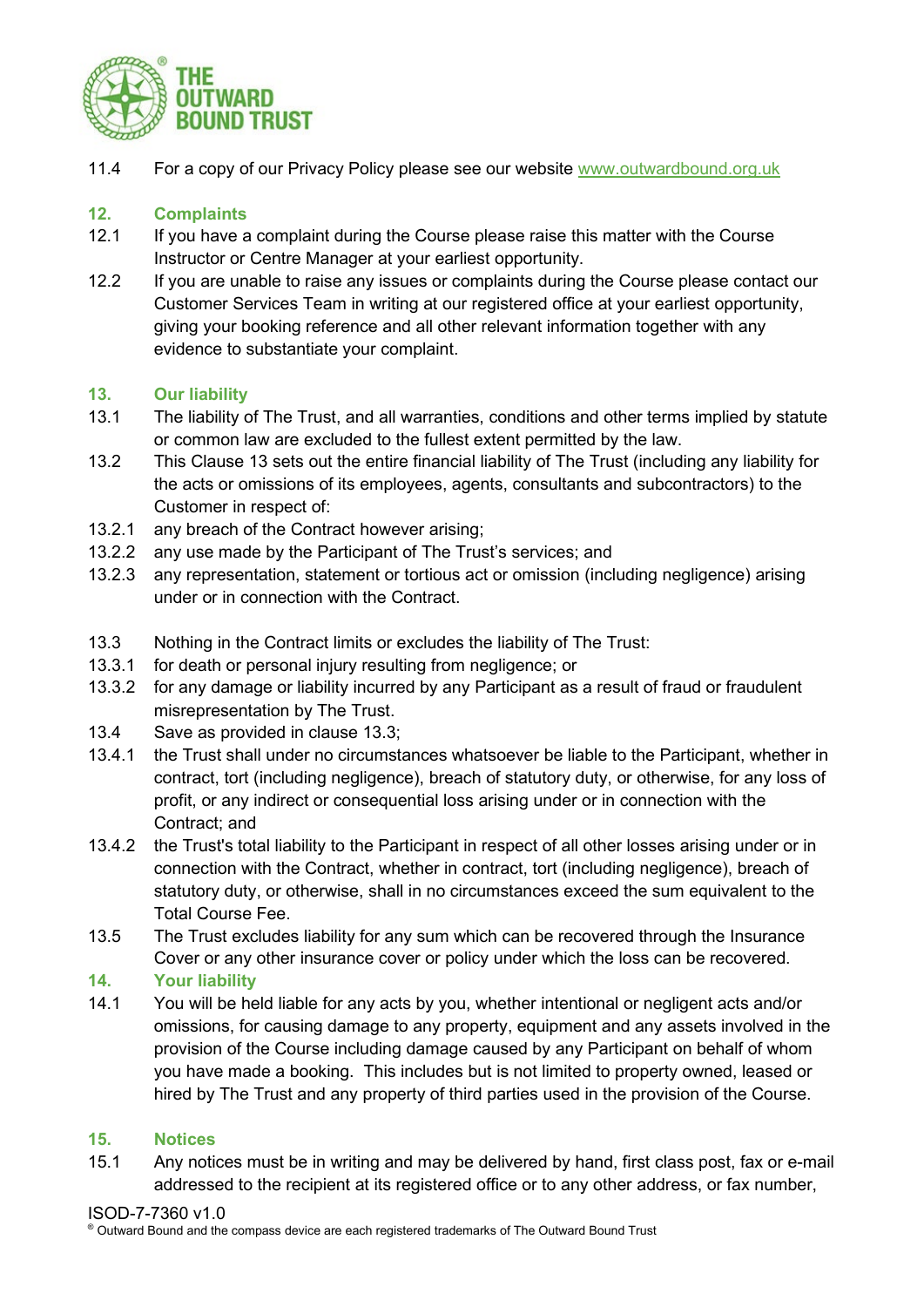11.4 For a copy of our Privacy Policy please see our website [www.outwardbound.org.uk](http://www.outwardbound.org.uk)

## 12. Complaints

12.1 If you have a complaint during the Course please raise this matter with the Course Instructor or Centre Manager at your earliest opportunity.

12.2 If you are unable to raise any issues or complaints during the Course please contact our Customer Services Team in writing at our registered office at your earliest opportunity, giving your booking reference and all other relevant information together with any evidence to substantiate your complaint.

## 13. Our liability

13.1 The liability of The Trust, and all warranties, conditions and other terms implied by statute or common law are excluded to the fullest extent permitted by the law.

13.2 This Clause 13 sets out the entire financial liability of The Trust (including any liability for the acts or omissions of its employees, agents, consultants and subcontractors) to the Customer in respect of:

13.2.1 any breach of the Contract however arising;

13.2.2 any use made by the Participant of The Trust's services; and

13.2.3 any representation, statement or tortious act or omission (including negligence) arising under or in connection with the Contract.

13.3 Nothing in the Contract limits or excludes the liability of The Trust:

13.3.1 for death or personal injury resulting from negligence; or

13.3.2 for any damage or liability incurred by any Participant as a result of fraud or fraudulent misrepresentation by The Trust.

13.4 Save as provided in clause 13.3;

13.4.1 the Trust shall under no circumstances whatsoever be liable to the Participant, whether in contract, tort (including negligence), breach of statutory duty, or otherwise, for any loss of profit, or any indirect or consequential loss arising under or in connection with the Contract; and

13.4.2 the Trust's total liability to the Participant in respect of all other losses arising under or in connection with the Contract, whether in contract, tort (including negligence), breach of statutory duty, or otherwise, shall in no circumstances exceed the sum equivalent to the Total Course Fee.

13.5 The Trust excludes liability for any sum which can be recovered through the Insurance Cover or any other insurance cover or policy under which the loss can be recovered.

## 14. Your liability

14.1 You will be held liable for any acts by you, whether intentional or negligent acts and/or omissions, for causing damage to any property, equipment and any assets involved in the provision of the Course including damage caused by any Participant on behalf of whom you have made a booking. This includes but is not limited to property owned, leased or hired by The Trust and any property of third parties used in the provision of the Course.

## 15. Notices

15.1 Any notices must be in writing and may be delivered by hand, first class post, fax or e-mail addressed to the recipient at its registered office or to any other address, or fax number,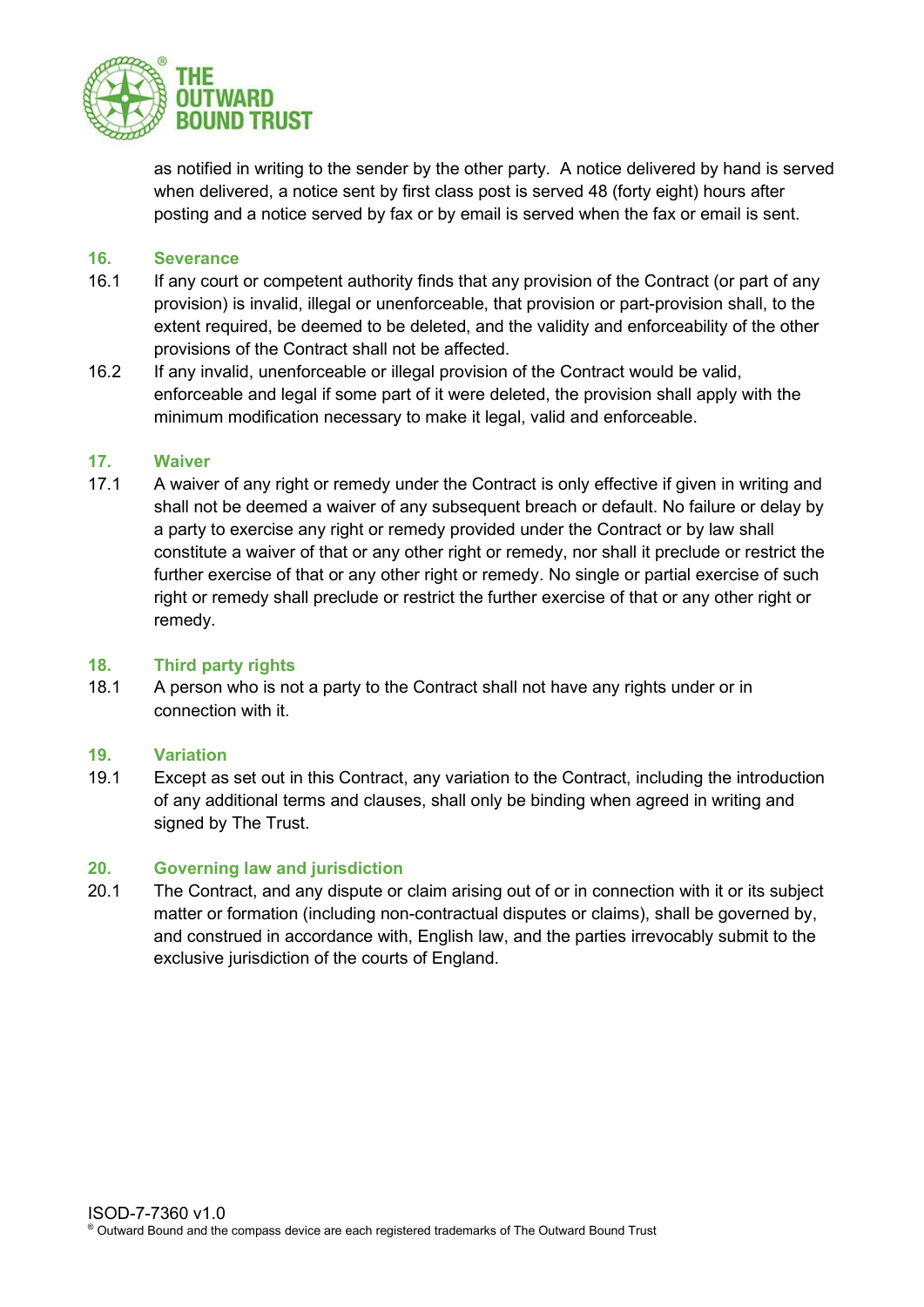as notified in writing to the sender by the other party. A notice delivered by hand is served when delivered, a notice sent by first class post is served 48 (forty eight) hours after posting and a notice served by fax or by email is served when the fax or email is sent.

## 16. Severance

16.1 If any court or competent authority finds that any provision of the Contract (or part of any provision) is invalid, illegal or unenforceable, that provision or part-provision shall, to the extent required, be deemed to be deleted, and the validity and enforceability of the other provisions of the Contract shall not be affected.

16.2 If any invalid, unenforceable or illegal provision of the Contract would be valid, enforceable and legal if some part of it were deleted, the provision shall apply with the minimum modification necessary to make it legal, valid and enforceable.

## 17. Waiver

17.1 A waiver of any right or remedy under the Contract is only effective if given in writing and shall not be deemed a waiver of any subsequent breach or default. No failure or delay by a party to exercise any right or remedy provided under the Contract or by law shall constitute a waiver of that or any other right or remedy, nor shall it preclude or restrict the further exercise of that or any other right or remedy. No single or partial exercise of such right or remedy shall preclude or restrict the further exercise of that or any other right or remedy.

## 18. Third party rights

18.1 A person who is not a party to the Contract shall not have any rights under or in connection with it.

## 19. Variation

19.1 Except as set out in this Contract, any variation to the Contract, including the introduction of any additional terms and clauses, shall only be binding when agreed in writing and signed by The Trust.

## 20. Governing law and jurisdiction

20.1 The Contract, and any dispute or claim arising out of or in connection with it or its subject matter or formation (including non-contractual disputes or claims), shall be governed by, and construed in accordance with, English law, and the parties irrevocably submit to the exclusive jurisdiction of the courts of England.